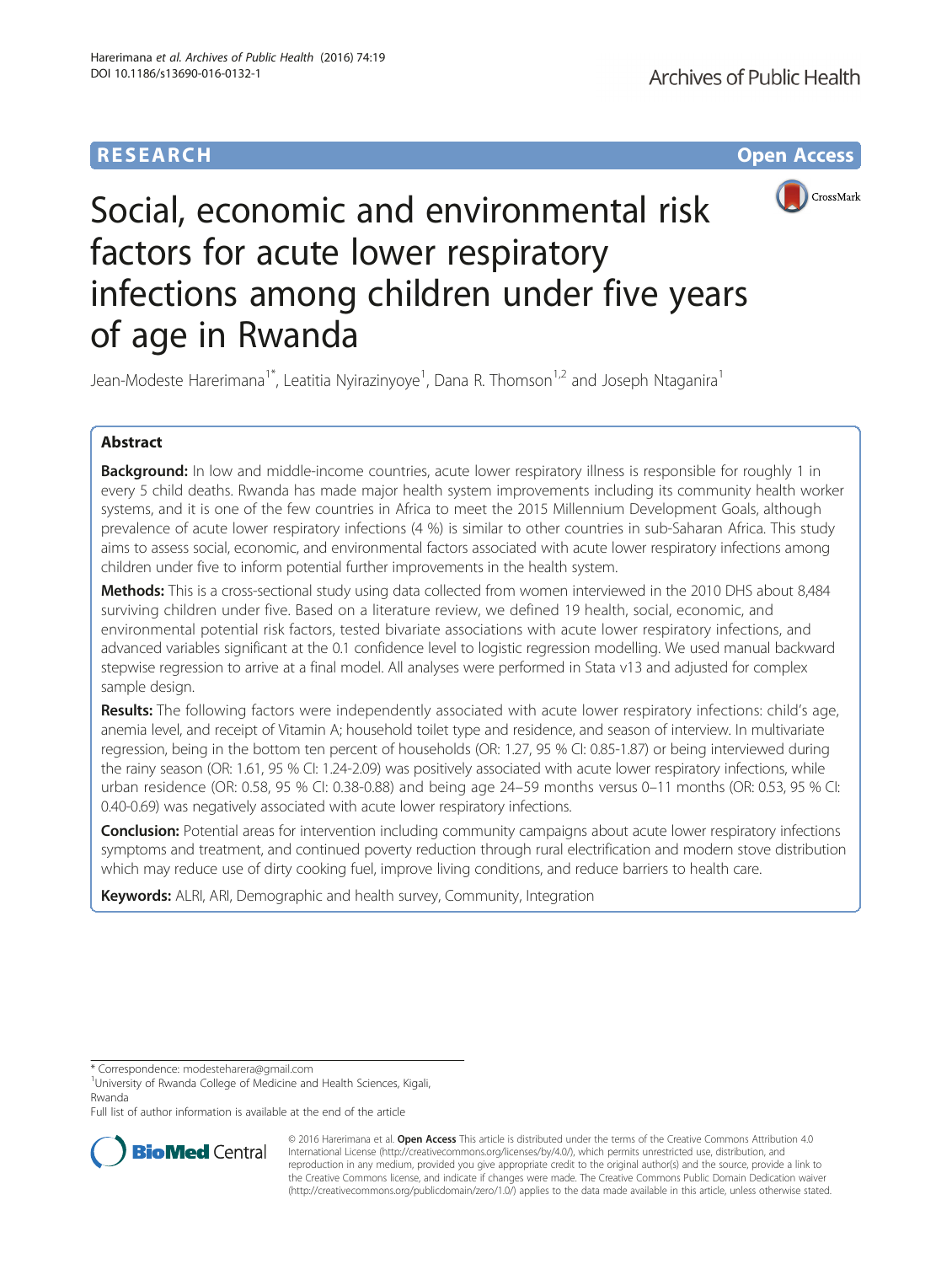RESEARCH Open Access

# Social, economic and environmental risk factors for acute lower respiratory infections among children under five years of age in Rwanda

Jean-Modeste Harerimana[1*], Leatitia Nyirazinyoye[1], Dana R. Thomson[1,2] and Joseph Ntaganira[1]

## Abstract

**Background:** In low and middle-income countries, acute lower respiratory illness is responsible for roughly 1 in every 5 child deaths. Rwanda has made major health system improvements including its community health worker systems, and it is one of the few countries in Africa to meet the 2015 Millennium Development Goals, although prevalence of acute lower respiratory infections (4 %) is similar to other countries in sub-Saharan Africa. This study aims to assess social, economic, and environmental factors associated with acute lower respiratory infections among children under five to inform potential further improvements in the health system.

**Methods:** This is a cross-sectional study using data collected from women interviewed in the 2010 DHS about 8,484 surviving children under five. Based on a literature review, we defined 19 health, social, economic, and environmental potential risk factors, tested bivariate associations with acute lower respiratory infections, and advanced variables significant at the 0.1 confidence level to logistic regression modelling. We used manual backward stepwise regression to arrive at a final model. All analyses were performed in Stata v13 and adjusted for complex sample design.

**Results:** The following factors were independently associated with acute lower respiratory infections: child's age, anemia level, and receipt of Vitamin A; household toilet type and residence, and season of interview. In multivariate regression, being in the bottom ten percent of households (OR: 1.27, 95 % CI: 0.85-1.87) or being interviewed during the rainy season (OR: 1.61, 95 % CI: 1.24-2.09) was positively associated with acute lower respiratory infections, while urban residence (OR: 0.58, 95 % CI: 0.38-0.88) and being age 24–59 months versus 0–11 months (OR: 0.53, 95 % CI: 0.40-0.69) was negatively associated with acute lower respiratory infections.

**Conclusion:** Potential areas for intervention including community campaigns about acute lower respiratory infections symptoms and treatment, and continued poverty reduction through rural electrification and modern stove distribution which may reduce use of dirty cooking fuel, improve living conditions, and reduce barriers to health care.

**Keywords:** ALRI, ARI, Demographic and health survey, Community, Integration

---

\* Correspondence: modesteharera@gmail.com
[1]University of Rwanda College of Medicine and Health Sciences, Kigali, Rwanda
Full list of author information is available at the end of the article

© 2016 Harerimana et al. **Open Access** This article is distributed under the terms of the Creative Commons Attribution 4.0 International License (http://creativecommons.org/licenses/by/4.0/), which permits unrestricted use, distribution, and reproduction in any medium, provided you give appropriate credit to the original author(s) and the source, provide a link to the Creative Commons license, and indicate if changes were made. The Creative Commons Public Domain Dedication waiver (http://creativecommons.org/publicdomain/zero/1.0/) applies to the data made available in this article, unless otherwise stated.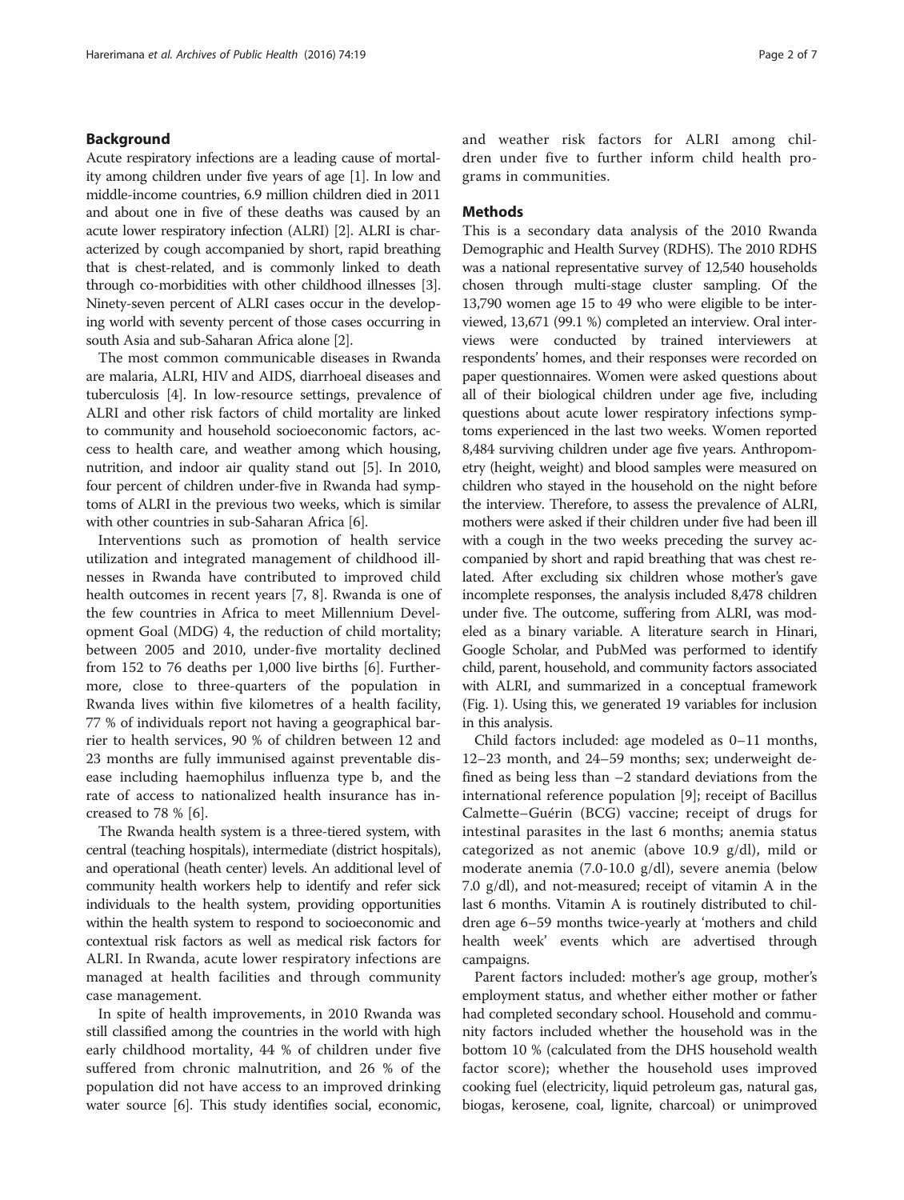## Background

Acute respiratory infections are a leading cause of mortality among children under five years of age [1]. In low and middle-income countries, 6.9 million children died in 2011 and about one in five of these deaths was caused by an acute lower respiratory infection (ALRI) [2]. ALRI is characterized by cough accompanied by short, rapid breathing that is chest-related, and is commonly linked to death through co-morbidities with other childhood illnesses [3]. Ninety-seven percent of ALRI cases occur in the developing world with seventy percent of those cases occurring in south Asia and sub-Saharan Africa alone [2].

The most common communicable diseases in Rwanda are malaria, ALRI, HIV and AIDS, diarrhoeal diseases and tuberculosis [4]. In low-resource settings, prevalence of ALRI and other risk factors of child mortality are linked to community and household socioeconomic factors, access to health care, and weather among which housing, nutrition, and indoor air quality stand out [5]. In 2010, four percent of children under-five in Rwanda had symptoms of ALRI in the previous two weeks, which is similar with other countries in sub-Saharan Africa [6].

Interventions such as promotion of health service utilization and integrated management of childhood illnesses in Rwanda have contributed to improved child health outcomes in recent years [7, 8]. Rwanda is one of the few countries in Africa to meet Millennium Development Goal (MDG) 4, the reduction of child mortality; between 2005 and 2010, under-five mortality declined from 152 to 76 deaths per 1,000 live births [6]. Furthermore, close to three-quarters of the population in Rwanda lives within five kilometres of a health facility, 77 % of individuals report not having a geographical barrier to health services, 90 % of children between 12 and 23 months are fully immunised against preventable disease including haemophilus influenza type b, and the rate of access to nationalized health insurance has increased to 78 % [6].

The Rwanda health system is a three-tiered system, with central (teaching hospitals), intermediate (district hospitals), and operational (heath center) levels. An additional level of community health workers help to identify and refer sick individuals to the health system, providing opportunities within the health system to respond to socioeconomic and contextual risk factors as well as medical risk factors for ALRI. In Rwanda, acute lower respiratory infections are managed at health facilities and through community case management.

In spite of health improvements, in 2010 Rwanda was still classified among the countries in the world with high early childhood mortality, 44 % of children under five suffered from chronic malnutrition, and 26 % of the population did not have access to an improved drinking water source [6]. This study identifies social, economic, and weather risk factors for ALRI among children under five to further inform child health programs in communities.

## Methods

This is a secondary data analysis of the 2010 Rwanda Demographic and Health Survey (RDHS). The 2010 RDHS was a national representative survey of 12,540 households chosen through multi-stage cluster sampling. Of the 13,790 women age 15 to 49 who were eligible to be interviewed, 13,671 (99.1 %) completed an interview. Oral interviews were conducted by trained interviewers at respondents' homes, and their responses were recorded on paper questionnaires. Women were asked questions about all of their biological children under age five, including questions about acute lower respiratory infections symptoms experienced in the last two weeks. Women reported 8,484 surviving children under age five years. Anthropometry (height, weight) and blood samples were measured on children who stayed in the household on the night before the interview. Therefore, to assess the prevalence of ALRI, mothers were asked if their children under five had been ill with a cough in the two weeks preceding the survey accompanied by short and rapid breathing that was chest related. After excluding six children whose mother's gave incomplete responses, the analysis included 8,478 children under five. The outcome, suffering from ALRI, was modeled as a binary variable. A literature search in Hinari, Google Scholar, and PubMed was performed to identify child, parent, household, and community factors associated with ALRI, and summarized in a conceptual framework (Fig. 1). Using this, we generated 19 variables for inclusion in this analysis.

Child factors included: age modeled as 0–11 months, 12–23 month, and 24–59 months; sex; underweight defined as being less than −2 standard deviations from the international reference population [9]; receipt of Bacillus Calmette–Guérin (BCG) vaccine; receipt of drugs for intestinal parasites in the last 6 months; anemia status categorized as not anemic (above 10.9 g/dl), mild or moderate anemia (7.0-10.0 g/dl), severe anemia (below 7.0 g/dl), and not-measured; receipt of vitamin A in the last 6 months. Vitamin A is routinely distributed to children age 6–59 months twice-yearly at 'mothers and child health week' events which are advertised through campaigns.

Parent factors included: mother's age group, mother's employment status, and whether either mother or father had completed secondary school. Household and community factors included whether the household was in the bottom 10 % (calculated from the DHS household wealth factor score); whether the household uses improved cooking fuel (electricity, liquid petroleum gas, natural gas, biogas, kerosene, coal, lignite, charcoal) or unimproved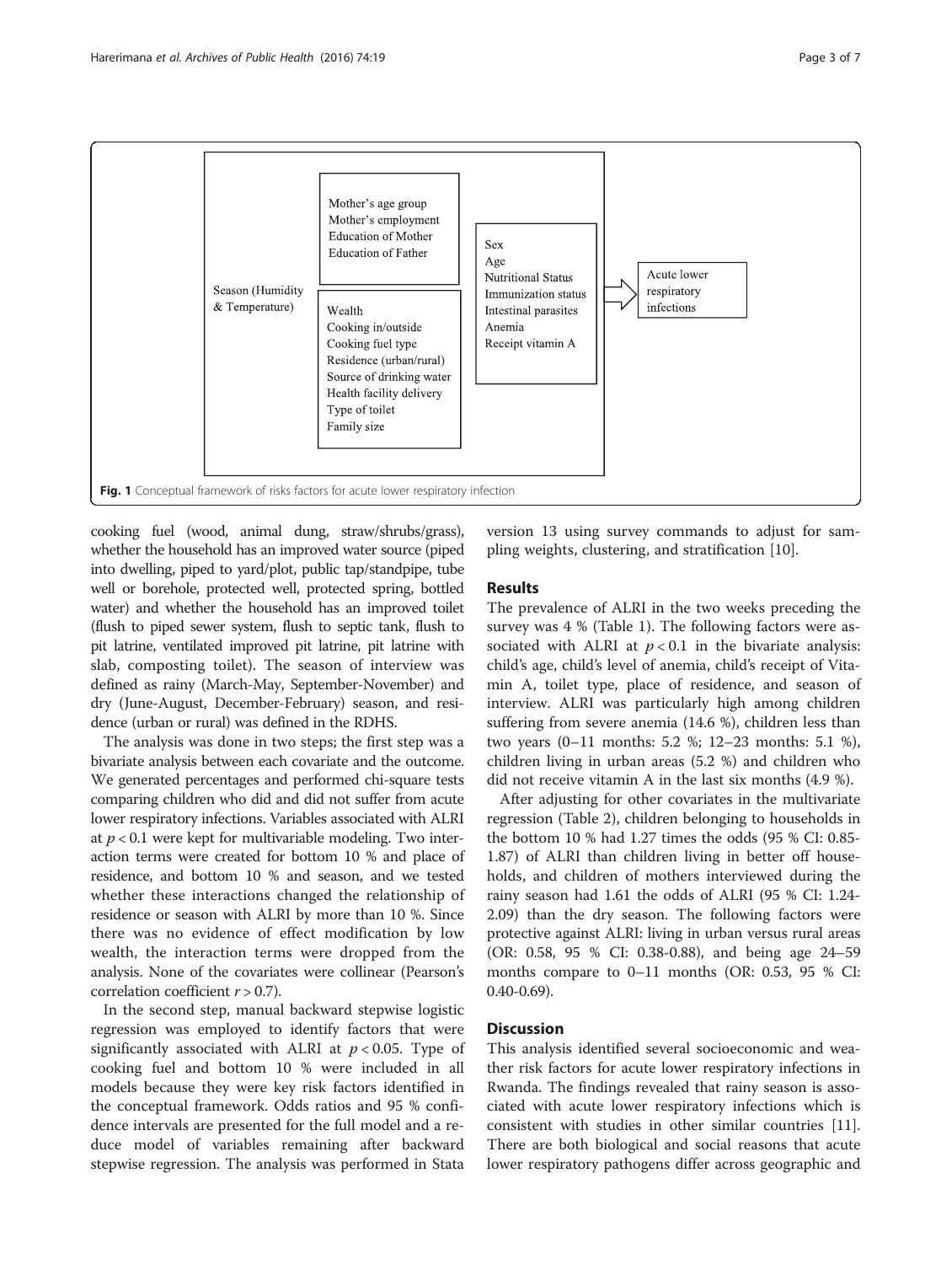**Fig. 1** Conceptual framework of risks factors for acute lower respiratory infection

cooking fuel (wood, animal dung, straw/shrubs/grass), whether the household has an improved water source (piped into dwelling, piped to yard/plot, public tap/standpipe, tube well or borehole, protected well, protected spring, bottled water) and whether the household has an improved toilet (flush to piped sewer system, flush to septic tank, flush to pit latrine, ventilated improved pit latrine, pit latrine with slab, composting toilet). The season of interview was defined as rainy (March-May, September-November) and dry (June-August, December-February) season, and residence (urban or rural) was defined in the RDHS.

The analysis was done in two steps; the first step was a bivariate analysis between each covariate and the outcome. We generated percentages and performed chi-square tests comparing children who did and did not suffer from acute lower respiratory infections. Variables associated with ALRI at $p < 0.1$ were kept for multivariable modeling. Two interaction terms were created for bottom 10 % and place of residence, and bottom 10 % and season, and we tested whether these interactions changed the relationship of residence or season with ALRI by more than 10 %. Since there was no evidence of effect modification by low wealth, the interaction terms were dropped from the analysis. None of the covariates were collinear (Pearson's correlation coefficient $r > 0.7$).

In the second step, manual backward stepwise logistic regression was employed to identify factors that were significantly associated with ALRI at $p < 0.05$. Type of cooking fuel and bottom 10 % were included in all models because they were key risk factors identified in the conceptual framework. Odds ratios and 95 % confidence intervals are presented for the full model and a reduce model of variables remaining after backward stepwise regression. The analysis was performed in Stata version 13 using survey commands to adjust for sampling weights, clustering, and stratification [10].

## Results

The prevalence of ALRI in the two weeks preceding the survey was 4 % (Table 1). The following factors were associated with ALRI at $p < 0.1$ in the bivariate analysis: child's age, child's level of anemia, child's receipt of Vitamin A, toilet type, place of residence, and season of interview. ALRI was particularly high among children suffering from severe anemia (14.6 %), children less than two years (0–11 months: 5.2 %; 12–23 months: 5.1 %), children living in urban areas (5.2 %) and children who did not receive vitamin A in the last six months (4.9 %).

After adjusting for other covariates in the multivariate regression (Table 2), children belonging to households in the bottom 10 % had 1.27 times the odds (95 % CI: 0.85-1.87) of ALRI than children living in better off households, and children of mothers interviewed during the rainy season had 1.61 the odds of ALRI (95 % CI: 1.24-2.09) than the dry season. The following factors were protective against ALRI: living in urban versus rural areas (OR: 0.58, 95 % CI: 0.38-0.88), and being age 24–59 months compare to 0–11 months (OR: 0.53, 95 % CI: 0.40-0.69).

## Discussion

This analysis identified several socioeconomic and weather risk factors for acute lower respiratory infections in Rwanda. The findings revealed that rainy season is associated with acute lower respiratory infections which is consistent with studies in other similar countries [11]. There are both biological and social reasons that acute lower respiratory pathogens differ across geographic and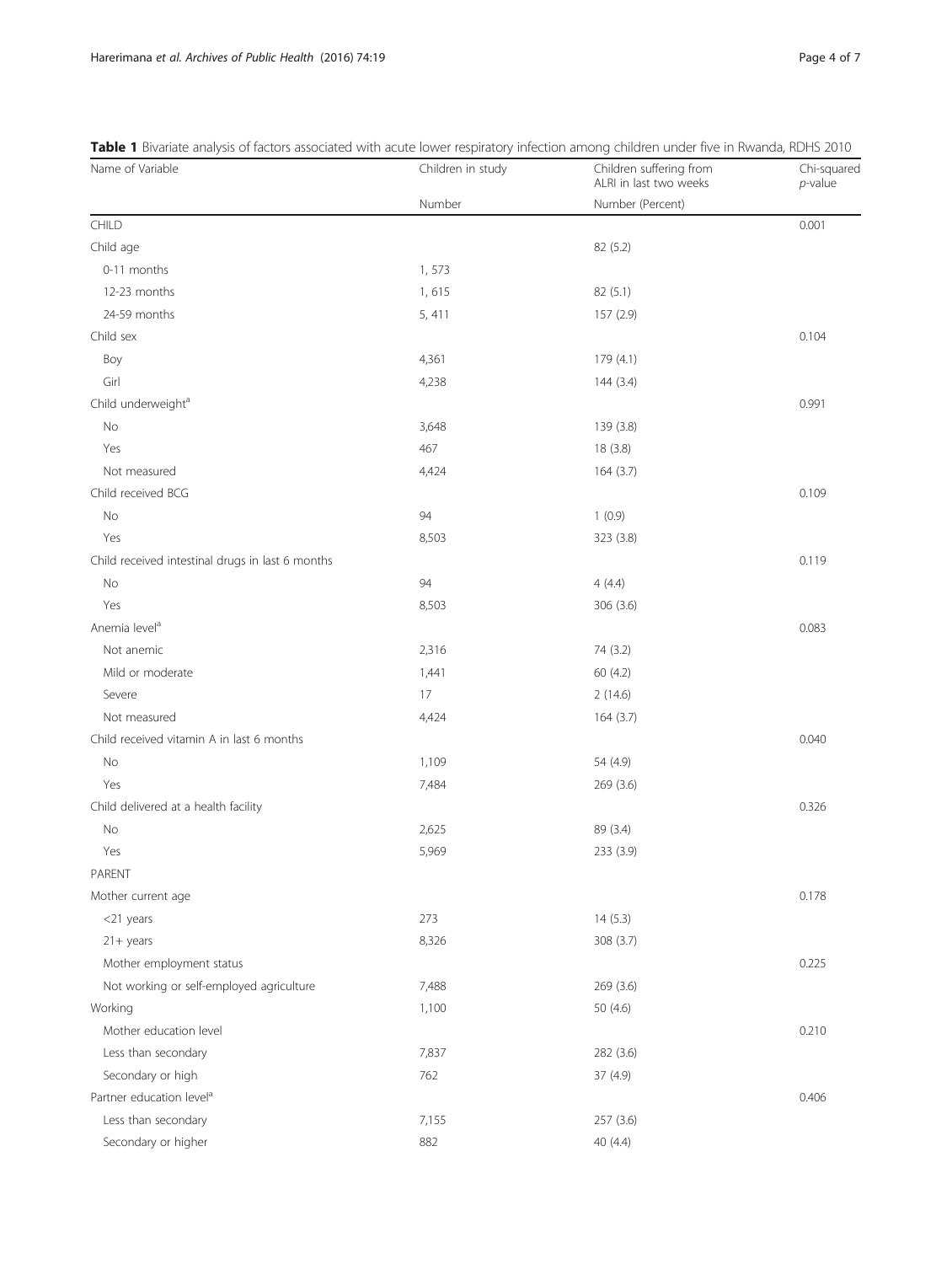**Table 1** Bivariate analysis of factors associated with acute lower respiratory infection among children under five in Rwanda, RDHS 2010

| Name of Variable | Children in study | Children suffering from ALRI in last two weeks | Chi-squared *p*-value |
|---|---|---|---|
| | Number | Number (Percent) | |
| CHILD | | | 0.001 |
| Child age | | 82 (5.2) | |
| 0-11 months | 1, 573 | | |
| 12-23 months | 1, 615 | 82 (5.1) | |
| 24-59 months | 5, 411 | 157 (2.9) | |
| Child sex | | | 0.104 |
| Boy | 4,361 | 179 (4.1) | |
| Girl | 4,238 | 144 (3.4) | |
| Child underweight[a] | | | 0.991 |
| No | 3,648 | 139 (3.8) | |
| Yes | 467 | 18 (3.8) | |
| Not measured | 4,424 | 164 (3.7) | |
| Child received BCG | | | 0.109 |
| No | 94 | 1 (0.9) | |
| Yes | 8,503 | 323 (3.8) | |
| Child received intestinal drugs in last 6 months | | | 0.119 |
| No | 94 | 4 (4.4) | |
| Yes | 8,503 | 306 (3.6) | |
| Anemia level[a] | | | 0.083 |
| Not anemic | 2,316 | 74 (3.2) | |
| Mild or moderate | 1,441 | 60 (4.2) | |
| Severe | 17 | 2 (14.6) | |
| Not measured | 4,424 | 164 (3.7) | |
| Child received vitamin A in last 6 months | | | 0.040 |
| No | 1,109 | 54 (4.9) | |
| Yes | 7,484 | 269 (3.6) | |
| Child delivered at a health facility | | | 0.326 |
| No | 2,625 | 89 (3.4) | |
| Yes | 5,969 | 233 (3.9) | |
| PARENT | | | |
| Mother current age | | | 0.178 |
| <21 years | 273 | 14 (5.3) | |
| 21+ years | 8,326 | 308 (3.7) | |
| Mother employment status | | | 0.225 |
| Not working or self-employed agriculture | 7,488 | 269 (3.6) | |
| Working | 1,100 | 50 (4.6) | |
| Mother education level | | | 0.210 |
| Less than secondary | 7,837 | 282 (3.6) | |
| Secondary or high | 762 | 37 (4.9) | |
| Partner education level[a] | | | 0.406 |
| Less than secondary | 7,155 | 257 (3.6) | |
| Secondary or higher | 882 | 40 (4.4) | |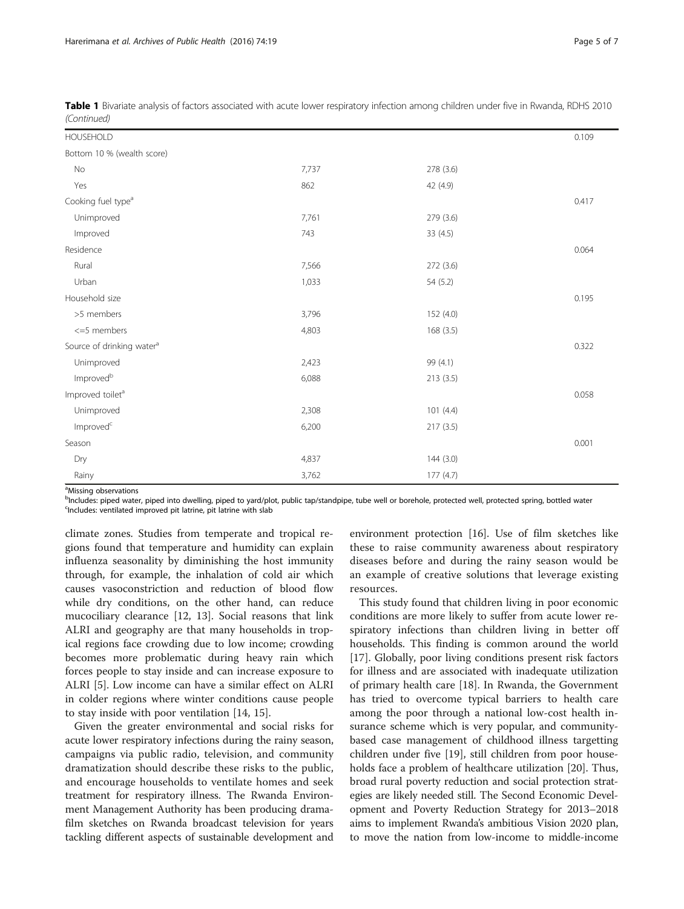**Table 1** Bivariate analysis of factors associated with acute lower respiratory infection among children under five in Rwanda, RDHS 2010 *(Continued)*

| | | | |
|---|---|---|---|
| HOUSEHOLD | | | 0.109 |
| Bottom 10 % (wealth score) | | | |
| No | 7,737 | 278 (3.6) | |
| Yes | 862 | 42 (4.9) | |
| Cooking fuel type[a] | | | 0.417 |
| Unimproved | 7,761 | 279 (3.6) | |
| Improved | 743 | 33 (4.5) | |
| Residence | | | 0.064 |
| Rural | 7,566 | 272 (3.6) | |
| Urban | 1,033 | 54 (5.2) | |
| Household size | | | 0.195 |
| >5 members | 3,796 | 152 (4.0) | |
| <=5 members | 4,803 | 168 (3.5) | |
| Source of drinking water[a] | | | 0.322 |
| Unimproved | 2,423 | 99 (4.1) | |
| Improved[b] | 6,088 | 213 (3.5) | |
| Improved toilet[a] | | | 0.058 |
| Unimproved | 2,308 | 101 (4.4) | |
| Improved[c] | 6,200 | 217 (3.5) | |
| Season | | | 0.001 |
| Dry | 4,837 | 144 (3.0) | |
| Rainy | 3,762 | 177 (4.7) | |

[a]Missing observations
[b]Includes: piped water, piped into dwelling, piped to yard/plot, public tap/standpipe, tube well or borehole, protected well, protected spring, bottled water
[c]Includes: ventilated improved pit latrine, pit latrine with slab

climate zones. Studies from temperate and tropical regions found that temperature and humidity can explain influenza seasonality by diminishing the host immunity through, for example, the inhalation of cold air which causes vasoconstriction and reduction of blood flow while dry conditions, on the other hand, can reduce mucociliary clearance [12, 13]. Social reasons that link ALRI and geography are that many households in tropical regions face crowding due to low income; crowding becomes more problematic during heavy rain which forces people to stay inside and can increase exposure to ALRI [5]. Low income can have a similar effect on ALRI in colder regions where winter conditions cause people to stay inside with poor ventilation [14, 15].

Given the greater environmental and social risks for acute lower respiratory infections during the rainy season, campaigns via public radio, television, and community dramatization should describe these risks to the public, and encourage households to ventilate homes and seek treatment for respiratory illness. The Rwanda Environment Management Authority has been producing drama-film sketches on Rwanda broadcast television for years tackling different aspects of sustainable development and environment protection [16]. Use of film sketches like these to raise community awareness about respiratory diseases before and during the rainy season would be an example of creative solutions that leverage existing resources.

This study found that children living in poor economic conditions are more likely to suffer from acute lower respiratory infections than children living in better off households. This finding is common around the world [17]. Globally, poor living conditions present risk factors for illness and are associated with inadequate utilization of primary health care [18]. In Rwanda, the Government has tried to overcome typical barriers to health care among the poor through a national low-cost health insurance scheme which is very popular, and community-based case management of childhood illness targetting children under five [19], still children from poor households face a problem of healthcare utilization [20]. Thus, broad rural poverty reduction and social protection strategies are likely needed still. The Second Economic Development and Poverty Reduction Strategy for 2013–2018 aims to implement Rwanda's ambitious Vision 2020 plan, to move the nation from low-income to middle-income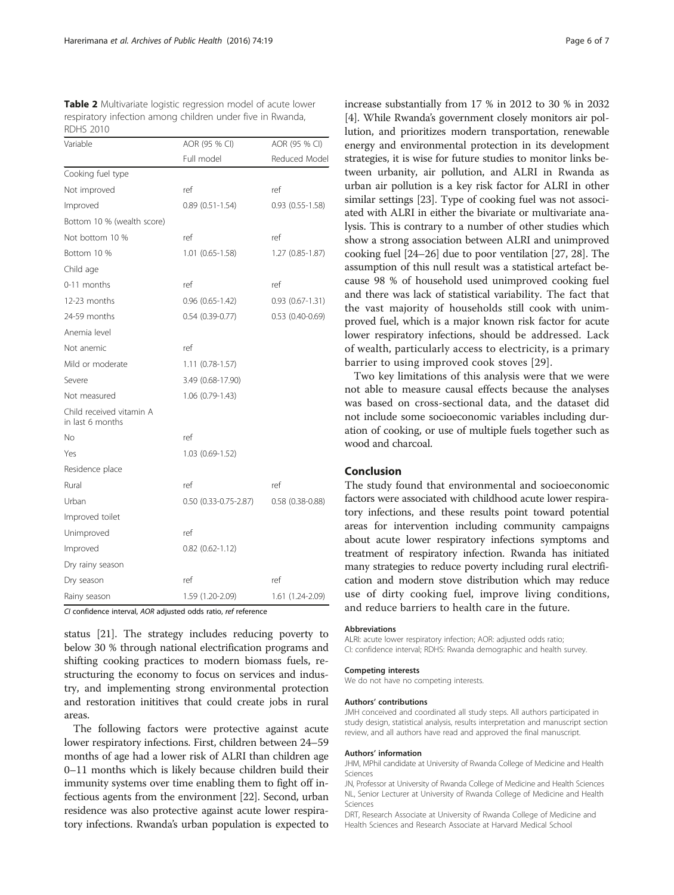**Table 2** Multivariate logistic regression model of acute lower respiratory infection among children under five in Rwanda, RDHS 2010

| Variable | AOR (95 % CI) | AOR (95 % CI) |
|---|---|---|
| | Full model | Reduced Model |
| Cooking fuel type | | |
| Not improved | ref | ref |
| Improved | 0.89 (0.51-1.54) | 0.93 (0.55-1.58) |
| Bottom 10 % (wealth score) | | |
| Not bottom 10 % | ref | ref |
| Bottom 10 % | 1.01 (0.65-1.58) | 1.27 (0.85-1.87) |
| Child age | | |
| 0-11 months | ref | ref |
| 12-23 months | 0.96 (0.65-1.42) | 0.93 (0.67-1.31) |
| 24-59 months | 0.54 (0.39-0.77) | 0.53 (0.40-0.69) |
| Anemia level | | |
| Not anemic | ref | |
| Mild or moderate | 1.11 (0.78-1.57) | |
| Severe | 3.49 (0.68-17.90) | |
| Not measured | 1.06 (0.79-1.43) | |
| Child received vitamin A in last 6 months | | |
| No | ref | |
| Yes | 1.03 (0.69-1.52) | |
| Residence place | | |
| Rural | ref | ref |
| Urban | 0.50 (0.33-0.75-2.87) | 0.58 (0.38-0.88) |
| Improved toilet | | |
| Unimproved | ref | |
| Improved | 0.82 (0.62-1.12) | |
| Dry rainy season | | |
| Dry season | ref | ref |
| Rainy season | 1.59 (1.20-2.09) | 1.61 (1.24-2.09) |

*CI* confidence interval, *AOR* adjusted odds ratio, *ref* reference

status [21]. The strategy includes reducing poverty to below 30 % through national electrification programs and shifting cooking practices to modern biomass fuels, restructuring the economy to focus on services and industry, and implementing strong environmental protection and restoration inititives that could create jobs in rural areas.

The following factors were protective against acute lower respiratory infections. First, children between 24–59 months of age had a lower risk of ALRI than children age 0–11 months which is likely because children build their immunity systems over time enabling them to fight off infectious agents from the environment [22]. Second, urban residence was also protective against acute lower respiratory infections. Rwanda's urban population is expected to increase substantially from 17 % in 2012 to 30 % in 2032 [4]. While Rwanda's government closely monitors air pollution, and prioritizes modern transportation, renewable energy and environmental protection in its development strategies, it is wise for future studies to monitor links between urbanity, air pollution, and ALRI in Rwanda as urban air pollution is a key risk factor for ALRI in other similar settings [23]. Type of cooking fuel was not associated with ALRI in either the bivariate or multivariate analysis. This is contrary to a number of other studies which show a strong association between ALRI and unimproved cooking fuel [24–26] due to poor ventilation [27, 28]. The assumption of this null result was a statistical artefact because 98 % of household used unimproved cooking fuel and there was lack of statistical variability. The fact that the vast majority of households still cook with unimproved fuel, which is a major known risk factor for acute lower respiratory infections, should be addressed. Lack of wealth, particularly access to electricity, is a primary barrier to using improved cook stoves [29].

Two key limitations of this analysis were that we were not able to measure causal effects because the analyses was based on cross-sectional data, and the dataset did not include some socioeconomic variables including duration of cooking, or use of multiple fuels together such as wood and charcoal.

## Conclusion

The study found that environmental and socioeconomic factors were associated with childhood acute lower respiratory infections, and these results point toward potential areas for intervention including community campaigns about acute lower respiratory infections symptoms and treatment of respiratory infection. Rwanda has initiated many strategies to reduce poverty including rural electrification and modern stove distribution which may reduce use of dirty cooking fuel, improve living conditions, and reduce barriers to health care in the future.

#### Abbreviations

ALRI: acute lower respiratory infection; AOR: adjusted odds ratio; CI: confidence interval; RDHS: Rwanda demographic and health survey.

#### Competing interests

We do not have no competing interests.

#### Authors' contributions

JMH conceived and coordinated all study steps. All authors participated in study design, statistical analysis, results interpretation and manuscript section review, and all authors have read and approved the final manuscript.

#### Authors' information

JHM, MPhil candidate at University of Rwanda College of Medicine and Health Sciences

JN, Professor at University of Rwanda College of Medicine and Health Sciences

NL, Senior Lecturer at University of Rwanda College of Medicine and Health Sciences

DRT, Research Associate at University of Rwanda College of Medicine and Health Sciences and Research Associate at Harvard Medical School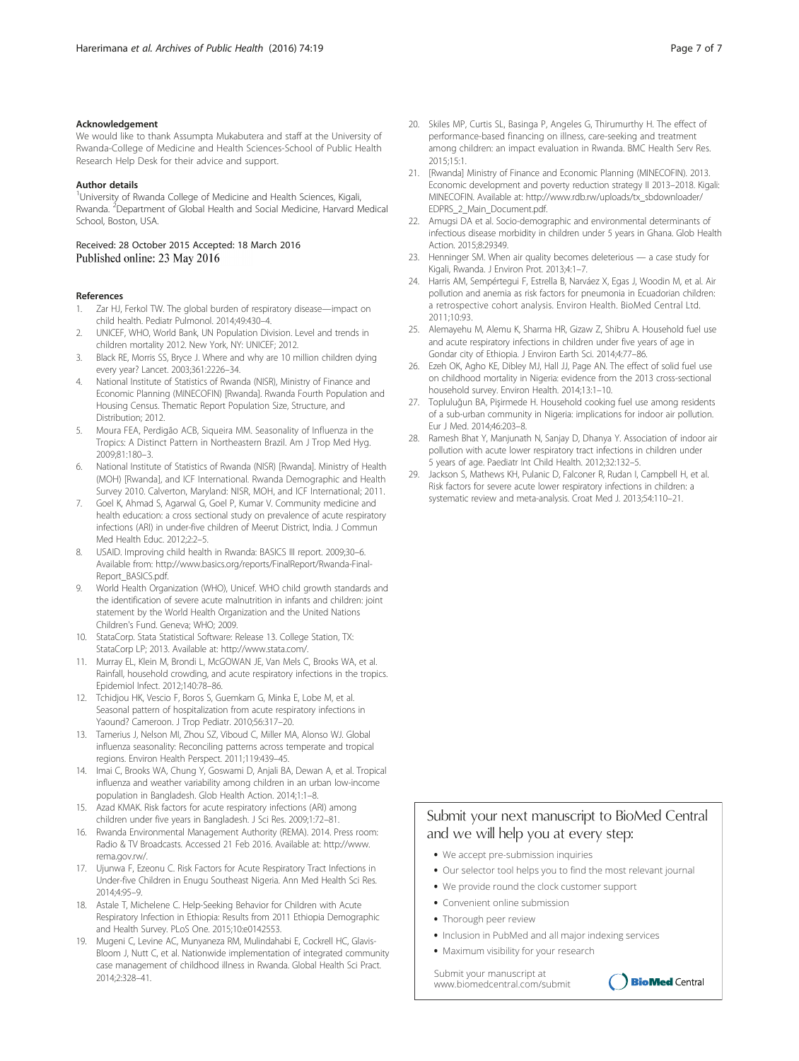### Acknowledgement

We would like to thank Assumpta Mukabutera and staff at the University of Rwanda-College of Medicine and Health Sciences-School of Public Health Research Help Desk for their advice and support.

### Author details

[1]University of Rwanda College of Medicine and Health Sciences, Kigali, Rwanda. [2]Department of Global Health and Social Medicine, Harvard Medical School, Boston, USA.

Received: 28 October 2015 Accepted: 18 March 2016
Published online: 23 May 2016

### References

1. Zar HJ, Ferkol TW. The global burden of respiratory disease—impact on child health. Pediatr Pulmonol. 2014;49:430–4.
2. UNICEF, WHO, World Bank, UN Population Division. Level and trends in children mortality 2012. New York, NY: UNICEF; 2012.
3. Black RE, Morris SS, Bryce J. Where and why are 10 million children dying every year? Lancet. 2003;361:2226–34.
4. National Institute of Statistics of Rwanda (NISR), Ministry of Finance and Economic Planning (MINECOFIN) [Rwanda]. Rwanda Fourth Population and Housing Census. Thematic Report Population Size, Structure, and Distribution; 2012.
5. Moura FEA, Perdigão ACB, Siqueira MM. Seasonality of Influenza in the Tropics: A Distinct Pattern in Northeastern Brazil. Am J Trop Med Hyg. 2009;81:180–3.
6. National Institute of Statistics of Rwanda (NISR) [Rwanda]. Ministry of Health (MOH) [Rwanda], and ICF International. Rwanda Demographic and Health Survey 2010. Calverton, Maryland: NISR, MOH, and ICF International; 2011.
7. Goel K, Ahmad S, Agarwal G, Goel P, Kumar V. Community medicine and health education: a cross sectional study on prevalence of acute respiratory infections (ARI) in under-five children of Meerut District, India. J Commun Med Health Educ. 2012;2:2–5.
8. USAID. Improving child health in Rwanda: BASICS III report. 2009;30–6. Available from: http://www.basics.org/reports/FinalReport/Rwanda-Final-Report_BASICS.pdf.
9. World Health Organization (WHO), Unicef. WHO child growth standards and the identification of severe acute malnutrition in infants and children: joint statement by the World Health Organization and the United Nations Children's Fund. Geneva; WHO; 2009.
10. StataCorp. Stata Statistical Software: Release 13. College Station, TX: StataCorp LP; 2013. Available at: http://www.stata.com/.
11. Murray EL, Klein M, Brondi L, McGOWAN JE, Van Mels C, Brooks WA, et al. Rainfall, household crowding, and acute respiratory infections in the tropics. Epidemiol Infect. 2012;140:78–86.
12. Tchidjou HK, Vescio F, Boros S, Guemkam G, Minka E, Lobe M, et al. Seasonal pattern of hospitalization from acute respiratory infections in Yaound? Cameroon. J Trop Pediatr. 2010;56:317–20.
13. Tamerius J, Nelson MI, Zhou SZ, Viboud C, Miller MA, Alonso WJ. Global influenza seasonality: Reconciling patterns across temperate and tropical regions. Environ Health Perspect. 2011;119:439–45.
14. Imai C, Brooks WA, Chung Y, Goswami D, Anjali BA, Dewan A, et al. Tropical influenza and weather variability among children in an urban low-income population in Bangladesh. Glob Health Action. 2014;1:1–8.
15. Azad KMAK. Risk factors for acute respiratory infections (ARI) among children under five years in Bangladesh. J Sci Res. 2009;1:72–81.
16. Rwanda Environmental Management Authority (REMA). 2014. Press room: Radio & TV Broadcasts. Accessed 21 Feb 2016. Available at: http://www.rema.gov.rw/.
17. Ujunwa F, Ezeonu C. Risk Factors for Acute Respiratory Tract Infections in Under-five Children in Enugu Southeast Nigeria. Ann Med Health Sci Res. 2014;4:95–9.
18. Astale T, Michelene C. Help-Seeking Behavior for Children with Acute Respiratory Infection in Ethiopia: Results from 2011 Ethiopia Demographic and Health Survey. PLoS One. 2015;10:e0142553.
19. Mugeni C, Levine AC, Munyaneza RM, Mulindahabi E, Cockrell HC, Glavis-Bloom J, Nutt C, et al. Nationwide implementation of integrated community case management of childhood illness in Rwanda. Global Health Sci Pract. 2014;2:328–41.
20. Skiles MP, Curtis SL, Basinga P, Angeles G, Thirumurthy H. The effect of performance-based financing on illness, care-seeking and treatment among children: an impact evaluation in Rwanda. BMC Health Serv Res. 2015;15:1.
21. [Rwanda] Ministry of Finance and Economic Planning (MINECOFIN). 2013. Economic development and poverty reduction strategy II 2013–2018. Kigali: MINECOFIN. Available at: http://www.rdb.rw/uploads/tx_sbdownloader/EDPRS_2_Main_Document.pdf.
22. Amugsi DA et al. Socio-demographic and environmental determinants of infectious disease morbidity in children under 5 years in Ghana. Glob Health Action. 2015;8:29349.
23. Henninger SM. When air quality becomes deleterious — a case study for Kigali, Rwanda. J Environ Prot. 2013;4:1–7.
24. Harris AM, Sempértegui F, Estrella B, Narváez X, Egas J, Woodin M, et al. Air pollution and anemia as risk factors for pneumonia in Ecuadorian children: a retrospective cohort analysis. Environ Health. BioMed Central Ltd. 2011;10:93.
25. Alemayehu M, Alemu K, Sharma HR, Gizaw Z, Shibru A. Household fuel use and acute respiratory infections in children under five years of age in Gondar city of Ethiopia. J Environ Earth Sci. 2014;4:77–86.
26. Ezeh OK, Agho KE, Dibley MJ, Hall JJ, Page AN. The effect of solid fuel use on childhood mortality in Nigeria: evidence from the 2013 cross-sectional household survey. Environ Health. 2014;13:1–10.
27. Topluluğun BA, Pişirmede H. Household cooking fuel use among residents of a sub-urban community in Nigeria: implications for indoor air pollution. Eur J Med. 2014;46:203–8.
28. Ramesh Bhat Y, Manjunath N, Sanjay D, Dhanya Y. Association of indoor air pollution with acute lower respiratory tract infections in children under 5 years of age. Paediatr Int Child Health. 2012;32:132–5.
29. Jackson S, Mathews KH, Pulanic D, Falconer R, Rudan I, Campbell H, et al. Risk factors for severe acute lower respiratory infections in children: a systematic review and meta-analysis. Croat Med J. 2013;54:110–21.

Submit your next manuscript to BioMed Central and we will help you at every step:

- We accept pre-submission inquiries
- Our selector tool helps you to find the most relevant journal
- We provide round the clock customer support
- Convenient online submission
- Thorough peer review
- Inclusion in PubMed and all major indexing services
- Maximum visibility for your research

Submit your manuscript at www.biomedcentral.com/submit

BioMed Central